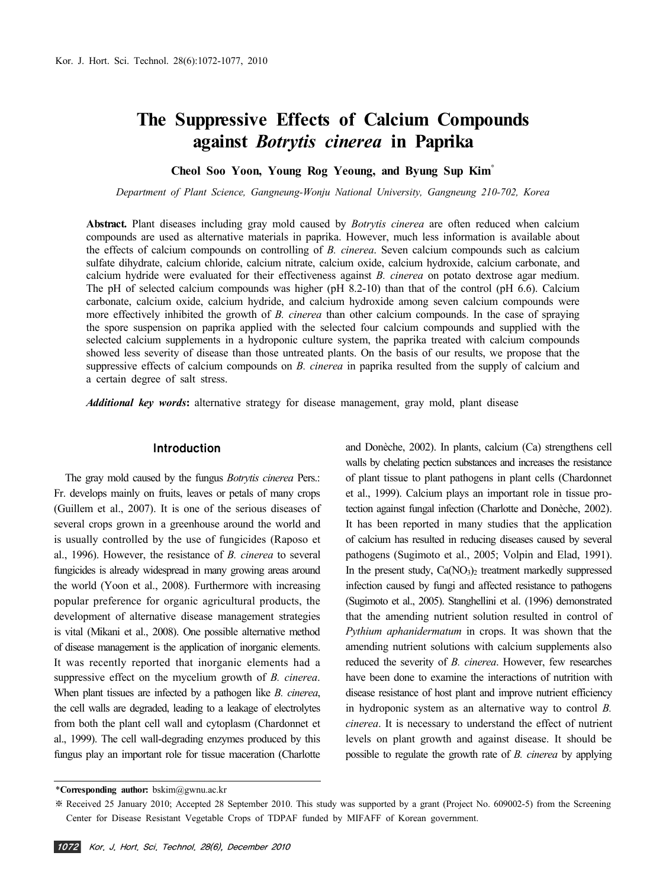# The Suppressive Effects of Calcium Compounds against *Botrytis cinerea* in Paprika

**Cheol Soo Yoon, Young Rog Yeoung, and Byung Sup Kim***

*Department of Plant Science, Gangneung-Wonju National University, Gangneung 210-702, Korea*

**Abstract.** Plant diseases including gray mold caused by *Botrytis cinerea* are often reduced when calcium compounds are used as alternative materials in paprika. However, much less information is available about the effects of calcium compounds on controlling of *B. cinerea*. Seven calcium compounds such as calcium sulfate dihydrate, calcium chloride, calcium nitrate, calcium oxide, calcium hydroxide, calcium carbonate, and calcium hydride were evaluated for their effectiveness against *B. cinerea* on potato dextrose agar medium. The pH of selected calcium compounds was higher (pH 8.2-10) than that of the control (pH 6.6). Calcium carbonate, calcium oxide, calcium hydride, and calcium hydroxide among seven calcium compounds were more effectively inhibited the growth of *B. cinerea* than other calcium compounds. In the case of spraying the spore suspension on paprika applied with the selected four calcium compounds and supplied with the selected calcium supplements in a hydroponic culture system, the paprika treated with calcium compounds showed less severity of disease than those untreated plants. On the basis of our results, we propose that the suppressive effects of calcium compounds on *B. cinerea* in paprika resulted from the supply of calcium and a certain degree of salt stress.

***Additional key words*:** alternative strategy for disease management, gray mold, plant disease

## Introduction

The gray mold caused by the fungus *Botrytis cinerea* Pers.: Fr. develops mainly on fruits, leaves or petals of many crops (Guillem et al., 2007). It is one of the serious diseases of several crops grown in a greenhouse around the world and is usually controlled by the use of fungicides (Raposo et al., 1996). However, the resistance of *B. cinerea* to several fungicides is already widespread in many growing areas around the world (Yoon et al., 2008). Furthermore with increasing popular preference for organic agricultural products, the development of alternative disease management strategies is vital (Mikani et al., 2008). One possible alternative method of disease management is the application of inorganic elements. It was recently reported that inorganic elements had a suppressive effect on the mycelium growth of *B. cinerea*. When plant tissues are infected by a pathogen like *B. cinerea*, the cell walls are degraded, leading to a leakage of electrolytes from both the plant cell wall and cytoplasm (Chardonnet et al., 1999). The cell wall-degrading enzymes produced by this fungus play an important role for tissue maceration (Charlotte and Donèche, 2002). In plants, calcium (Ca) strengthens cell walls by chelating pecticn substances and increases the resistance of plant tissue to plant pathogens in plant cells (Chardonnet et al., 1999). Calcium plays an important role in tissue protection against fungal infection (Charlotte and Donèche, 2002). It has been reported in many studies that the application of calcium has resulted in reducing diseases caused by several pathogens (Sugimoto et al., 2005; Volpin and Elad, 1991). In the present study, $Ca(NO_3)_2$ treatment markedly suppressed infection caused by fungi and affected resistance to pathogens (Sugimoto et al., 2005). Stanghellini et al. (1996) demonstrated that the amending nutrient solution resulted in control of *Pythium aphanidermatum* in crops. It was shown that the amending nutrient solutions with calcium supplements also reduced the severity of *B. cinerea*. However, few researches have been done to examine the interactions of nutrition with disease resistance of host plant and improve nutrient efficiency in hydroponic system as an alternative way to control *B. cinerea*. It is necessary to understand the effect of nutrient levels on plant growth and against disease. It should be possible to regulate the growth rate of *B. cinerea* by applying

---

***Corresponding author:** bskim@gwnu.ac.kr

※ Received 25 January 2010; Accepted 28 September 2010. This study was supported by a grant (Project No. 609002-5) from the Screening Center for Disease Resistant Vegetable Crops of TDPAF funded by MIFAFF of Korean government.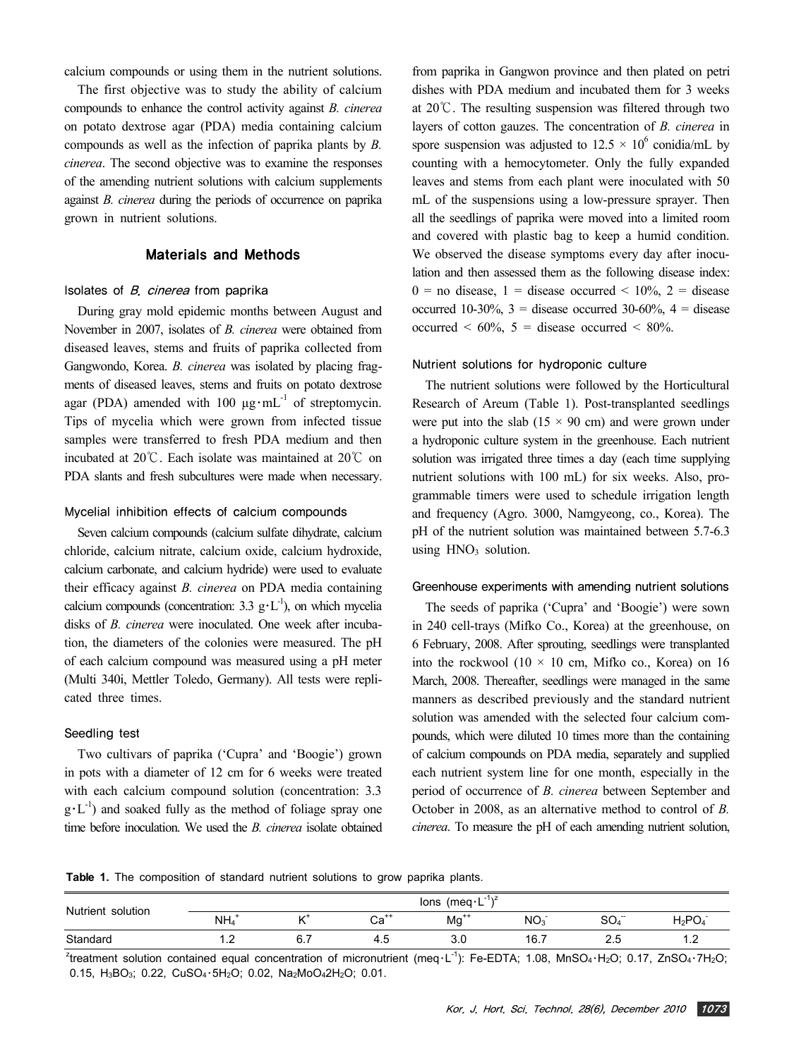calcium compounds or using them in the nutrient solutions.

The first objective was to study the ability of calcium compounds to enhance the control activity against *B. cinerea* on potato dextrose agar (PDA) media containing calcium compounds as well as the infection of paprika plants by *B. cinerea*. The second objective was to examine the responses of the amending nutrient solutions with calcium supplements against *B. cinerea* during the periods of occurrence on paprika grown in nutrient solutions.

## Materials and Methods

### Isolates of *B. cinerea* from paprika

During gray mold epidemic months between August and November in 2007, isolates of *B. cinerea* were obtained from diseased leaves, stems and fruits of paprika collected from Gangwondo, Korea. *B. cinerea* was isolated by placing fragments of diseased leaves, stems and fruits on potato dextrose agar (PDA) amended with 100 $\mu g \cdot mL^{-1}$ of streptomycin. Tips of mycelia which were grown from infected tissue samples were transferred to fresh PDA medium and then incubated at 20℃. Each isolate was maintained at 20℃ on PDA slants and fresh subcultures were made when necessary.

### Mycelial inhibition effects of calcium compounds

Seven calcium compounds (calcium sulfate dihydrate, calcium chloride, calcium nitrate, calcium oxide, calcium hydroxide, calcium carbonate, and calcium hydride) were used to evaluate their efficacy against *B. cinerea* on PDA media containing calcium compounds (concentration: 3.3 $g \cdot L^{-1}$), on which mycelia disks of *B. cinerea* were inoculated. One week after incubation, the diameters of the colonies were measured. The pH of each calcium compound was measured using a pH meter (Multi 340i, Mettler Toledo, Germany). All tests were replicated three times.

### Seedling test

Two cultivars of paprika ('Cupra' and 'Boogie') grown in pots with a diameter of 12 cm for 6 weeks were treated with each calcium compound solution (concentration: 3.3 $g \cdot L^{-1}$) and soaked fully as the method of foliage spray one time before inoculation. We used the *B. cinerea* isolate obtained from paprika in Gangwon province and then plated on petri dishes with PDA medium and incubated them for 3 weeks at 20℃. The resulting suspension was filtered through two layers of cotton gauzes. The concentration of *B. cinerea* in spore suspension was adjusted to $12.5 \times 10^6$ conidia/mL by counting with a hemocytometer. Only the fully expanded leaves and stems from each plant were inoculated with 50 mL of the suspensions using a low-pressure sprayer. Then all the seedlings of paprika were moved into a limited room and covered with plastic bag to keep a humid condition. We observed the disease symptoms every day after inoculation and then assessed them as the following disease index: 0 = no disease, 1 = disease occurred < 10%, 2 = disease occurred 10-30%, 3 = disease occurred 30-60%, 4 = disease occurred < 60%, 5 = disease occurred < 80%.

### Nutrient solutions for hydroponic culture

The nutrient solutions were followed by the Horticultural Research of Areum (Table 1). Post-transplanted seedlings were put into the slab (15 × 90 cm) and were grown under a hydroponic culture system in the greenhouse. Each nutrient solution was irrigated three times a day (each time supplying nutrient solutions with 100 mL) for six weeks. Also, programmable timers were used to schedule irrigation length and frequency (Agro. 3000, Namgyeong, co., Korea). The pH of the nutrient solution was maintained between 5.7-6.3 using $HNO_3$ solution.

### Greenhouse experiments with amending nutrient solutions

The seeds of paprika ('Cupra' and 'Boogie') were sown in 240 cell-trays (Mifko Co., Korea) at the greenhouse, on 6 February, 2008. After sprouting, seedlings were transplanted into the rockwool (10 × 10 cm, Mifko co., Korea) on 16 March, 2008. Thereafter, seedlings were managed in the same manners as described previously and the standard nutrient solution was amended with the selected four calcium compounds, which were diluted 10 times more than the containing of calcium compounds on PDA media, separately and supplied each nutrient system line for one month, especially in the period of occurrence of *B. cinerea* between September and October in 2008, as an alternative method to control of *B. cinerea*. To measure the pH of each amending nutrient solution,

**Table 1.** The composition of standard nutrient solutions to grow paprika plants.

| Nutrient solution | Ions ($meq \cdot L^{-1}$)[z] | | | | | | |
|---|---|---|---|---|---|---|---|
| | $NH_4^+$ | $K^+$ | $Ca^{++}$ | $Mg^{++}$ | $NO_3^-$ | $SO_4^{--}$ | $H_2PO_4^-$ |
| Standard | 1.2 | 6.7 | 4.5 | 3.0 | 16.7 | 2.5 | 1.2 |

[z]treatment solution contained equal concentration of micronutrient ($meq \cdot L^{-1}$): Fe-EDTA; 1.08, $MnSO_4 \cdot H_2O$; 0.17, $ZnSO_4 \cdot 7H_2O$; 0.15, $H_3BO_3$; 0.22, $CuSO_4 \cdot 5H_2O$; 0.02, $Na_2MoO_4 2H_2O$; 0.01.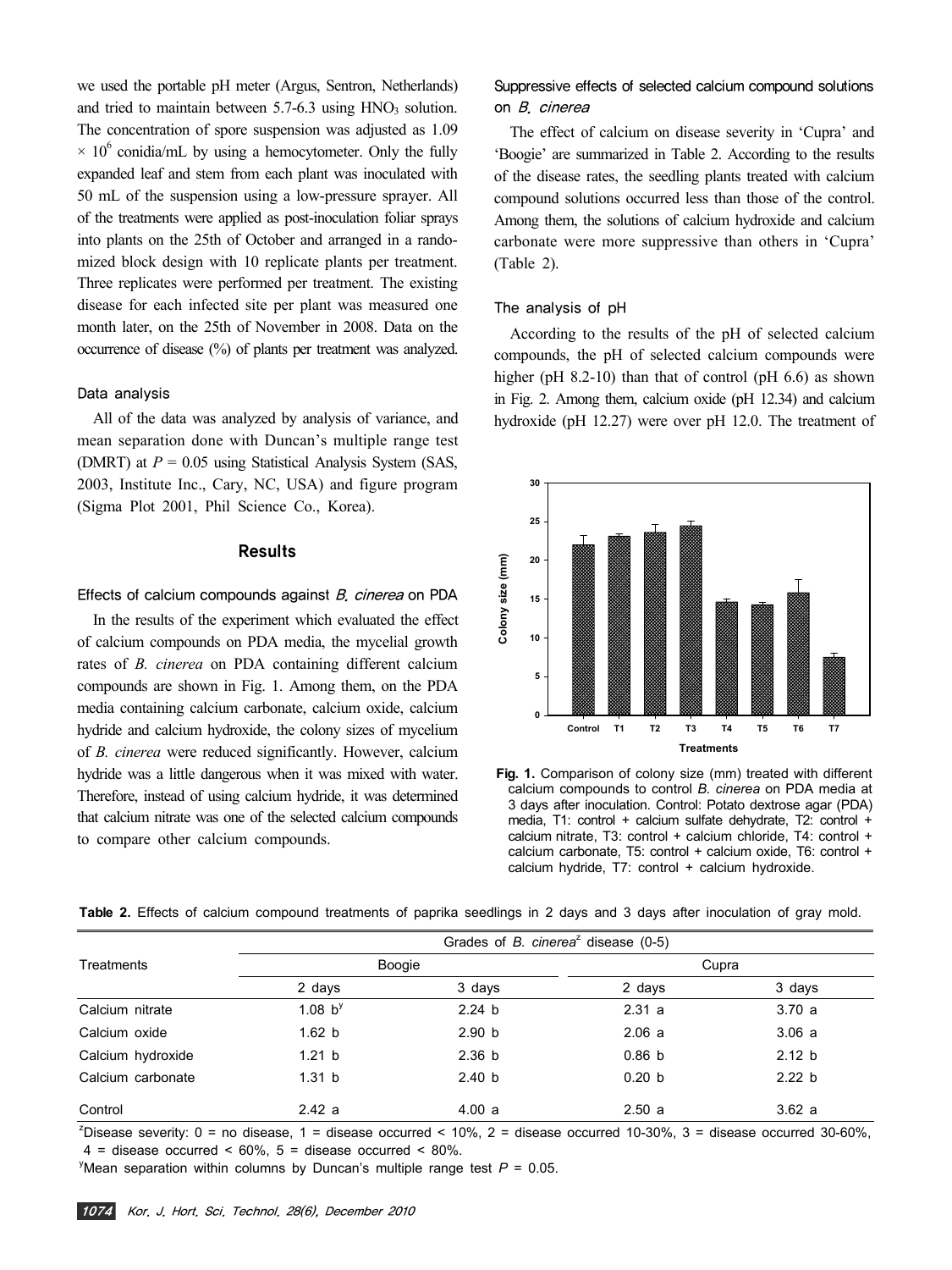we used the portable pH meter (Argus, Sentron, Netherlands) and tried to maintain between 5.7-6.3 using $HNO_3$ solution. The concentration of spore suspension was adjusted as 1.09 $\times 10^6$ conidia/mL by using a hemocytometer. Only the fully expanded leaf and stem from each plant was inoculated with 50 mL of the suspension using a low-pressure sprayer. All of the treatments were applied as post-inoculation foliar sprays into plants on the 25th of October and arranged in a randomized block design with 10 replicate plants per treatment. Three replicates were performed per treatment. The existing disease for each infected site per plant was measured one month later, on the 25th of November in 2008. Data on the occurrence of disease (%) of plants per treatment was analyzed.

### Data analysis

All of the data was analyzed by analysis of variance, and mean separation done with Duncan's multiple range test (DMRT) at $P = 0.05$ using Statistical Analysis System (SAS, 2003, Institute Inc., Cary, NC, USA) and figure program (Sigma Plot 2001, Phil Science Co., Korea).

## Results

### Effects of calcium compounds against *B. cinerea* on PDA

In the results of the experiment which evaluated the effect of calcium compounds on PDA media, the mycelial growth rates of *B. cinerea* on PDA containing different calcium compounds are shown in Fig. 1. Among them, on the PDA media containing calcium carbonate, calcium oxide, calcium hydride and calcium hydroxide, the colony sizes of mycelium of *B. cinerea* were reduced significantly. However, calcium hydride was a little dangerous when it was mixed with water. Therefore, instead of using calcium hydride, it was determined that calcium nitrate was one of the selected calcium compounds to compare other calcium compounds.

### Suppressive effects of selected calcium compound solutions on *B. cinerea*

The effect of calcium on disease severity in 'Cupra' and 'Boogie' are summarized in Table 2. According to the results of the disease rates, the seedling plants treated with calcium compound solutions occurred less than those of the control. Among them, the solutions of calcium hydroxide and calcium carbonate were more suppressive than others in 'Cupra' (Table 2).

### The analysis of pH

According to the results of the pH of selected calcium compounds, the pH of selected calcium compounds were higher (pH 8.2-10) than that of control (pH 6.6) as shown in Fig. 2. Among them, calcium oxide (pH 12.34) and calcium hydroxide (pH 12.27) were over pH 12.0. The treatment of

Colony size (mm)
0
5
10
15
20
25
30
Control T1 T2 T3 T4 T5 T6 T7
Treatments

**Fig. 1.** Comparison of colony size (mm) treated with different calcium compounds to control *B. cinerea* on PDA media at 3 days after inoculation. Control: Potato dextrose agar (PDA) media, T1: control + calcium sulfate dehydrate, T2: control + calcium nitrate, T3: control + calcium chloride, T4: control + calcium carbonate, T5: control + calcium oxide, T6: control + calcium hydride, T7: control + calcium hydroxide.

**Table 2.** Effects of calcium compound treatments of paprika seedlings in 2 days and 3 days after inoculation of gray mold.

| Treatments | Grades of *B. cinerea*[z] disease (0-5) | | | |
|---|---|---|---|---|
| | Boogie | | Cupra | |
| | 2 days | 3 days | 2 days | 3 days |
| Calcium nitrate | 1.08 b[y] | 2.24 b | 2.31 a | 3.70 a |
| Calcium oxide | 1.62 b | 2.90 b | 2.06 a | 3.06 a |
| Calcium hydroxide | 1.21 b | 2.36 b | 0.86 b | 2.12 b |
| Calcium carbonate | 1.31 b | 2.40 b | 0.20 b | 2.22 b |
| Control | 2.42 a | 4.00 a | 2.50 a | 3.62 a |

[z]Disease severity: 0 = no disease, 1 = disease occurred < 10%, 2 = disease occurred 10-30%, 3 = disease occurred 30-60%, 4 = disease occurred < 60%, 5 = disease occurred < 80%.

[y]Mean separation within columns by Duncan's multiple range test $P = 0.05$.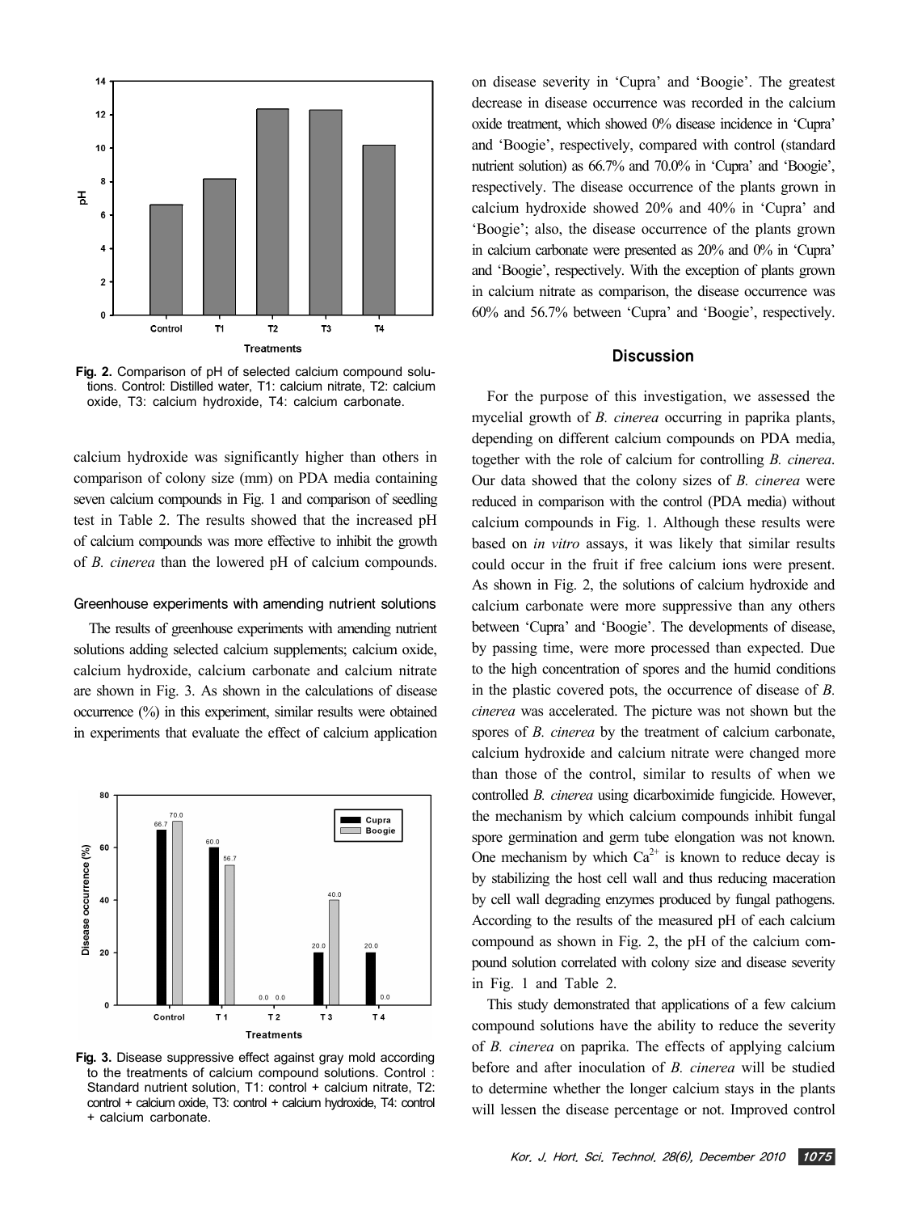14
12
10
8
pH
6
4
2
0
Control
T1
T2
T3
T4
Treatments

**Fig. 2.** Comparison of pH of selected calcium compound solutions. Control: Distilled water, T1: calcium nitrate, T2: calcium oxide, T3: calcium hydroxide, T4: calcium carbonate.

calcium hydroxide was significantly higher than others in comparison of colony size (mm) on PDA media containing seven calcium compounds in Fig. 1 and comparison of seedling test in Table 2. The results showed that the increased pH of calcium compounds was more effective to inhibit the growth of *B. cinerea* than the lowered pH of calcium compounds.

### Greenhouse experiments with amending nutrient solutions

The results of greenhouse experiments with amending nutrient solutions adding selected calcium supplements; calcium oxide, calcium hydroxide, calcium carbonate and calcium nitrate are shown in Fig. 3. As shown in the calculations of disease occurrence (%) in this experiment, similar results were obtained in experiments that evaluate the effect of calcium application

80
70.0
66.7
Cupra
Boogie
60.0
60
56.7
Disease occurrence (%)
40
40.0
20
20.0
20.0
0.0 0.0
0.0
0
Control
T 1
T 2
T 3
T 4
Treatments

**Fig. 3.** Disease suppressive effect against gray mold according to the treatments of calcium compound solutions. Control : Standard nutrient solution, T1: control + calcium nitrate, T2: control + calcium oxide, T3: control + calcium hydroxide, T4: control + calcium carbonate.

on disease severity in 'Cupra' and 'Boogie'. The greatest decrease in disease occurrence was recorded in the calcium oxide treatment, which showed 0% disease incidence in 'Cupra' and 'Boogie', respectively, compared with control (standard nutrient solution) as 66.7% and 70.0% in 'Cupra' and 'Boogie', respectively. The disease occurrence of the plants grown in calcium hydroxide showed 20% and 40% in 'Cupra' and 'Boogie'; also, the disease occurrence of the plants grown in calcium carbonate were presented as 20% and 0% in 'Cupra' and 'Boogie', respectively. With the exception of plants grown in calcium nitrate as comparison, the disease occurrence was 60% and 56.7% between 'Cupra' and 'Boogie', respectively.

## Discussion

For the purpose of this investigation, we assessed the mycelial growth of *B. cinerea* occurring in paprika plants, depending on different calcium compounds on PDA media, together with the role of calcium for controlling *B. cinerea*. Our data showed that the colony sizes of *B. cinerea* were reduced in comparison with the control (PDA media) without calcium compounds in Fig. 1. Although these results were based on *in vitro* assays, it was likely that similar results could occur in the fruit if free calcium ions were present. As shown in Fig. 2, the solutions of calcium hydroxide and calcium carbonate were more suppressive than any others between 'Cupra' and 'Boogie'. The developments of disease, by passing time, were more processed than expected. Due to the high concentration of spores and the humid conditions in the plastic covered pots, the occurrence of disease of *B. cinerea* was accelerated. The picture was not shown but the spores of *B. cinerea* by the treatment of calcium carbonate, calcium hydroxide and calcium nitrate were changed more than those of the control, similar to results of when we controlled *B. cinerea* using dicarboximide fungicide. However, the mechanism by which calcium compounds inhibit fungal spore germination and germ tube elongation was not known. One mechanism by which $Ca^{2+}$ is known to reduce decay is by stabilizing the host cell wall and thus reducing maceration by cell wall degrading enzymes produced by fungal pathogens. According to the results of the measured pH of each calcium compound as shown in Fig. 2, the pH of the calcium compound solution correlated with colony size and disease severity in Fig. 1 and Table 2.

This study demonstrated that applications of a few calcium compound solutions have the ability to reduce the severity of *B. cinerea* on paprika. The effects of applying calcium before and after inoculation of *B. cinerea* will be studied to determine whether the longer calcium stays in the plants will lessen the disease percentage or not. Improved control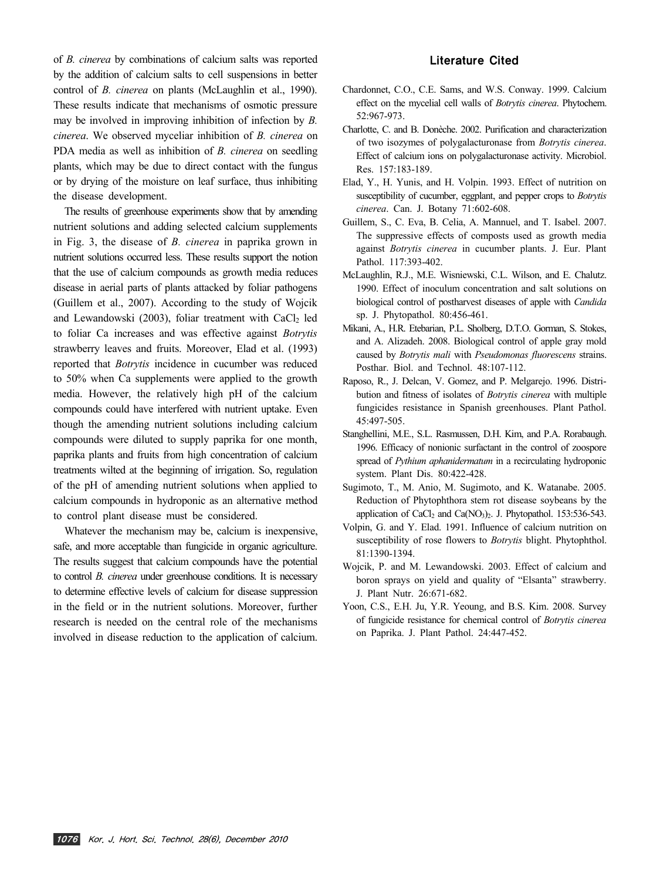of *B. cinerea* by combinations of calcium salts was reported by the addition of calcium salts to cell suspensions in better control of *B. cinerea* on plants (McLaughlin et al., 1990). These results indicate that mechanisms of osmotic pressure may be involved in improving inhibition of infection by *B. cinerea*. We observed myceliar inhibition of *B. cinerea* on PDA media as well as inhibition of *B. cinerea* on seedling plants, which may be due to direct contact with the fungus or by drying of the moisture on leaf surface, thus inhibiting the disease development.

The results of greenhouse experiments show that by amending nutrient solutions and adding selected calcium supplements in Fig. 3, the disease of *B. cinerea* in paprika grown in nutrient solutions occurred less. These results support the notion that the use of calcium compounds as growth media reduces disease in aerial parts of plants attacked by foliar pathogens (Guillem et al., 2007). According to the study of Wojcik and Lewandowski (2003), foliar treatment with $CaCl_2$ led to foliar Ca increases and was effective against *Botrytis* strawberry leaves and fruits. Moreover, Elad et al. (1993) reported that *Botrytis* incidence in cucumber was reduced to 50% when Ca supplements were applied to the growth media. However, the relatively high pH of the calcium compounds could have interfered with nutrient uptake. Even though the amending nutrient solutions including calcium compounds were diluted to supply paprika for one month, paprika plants and fruits from high concentration of calcium treatments wilted at the beginning of irrigation. So, regulation of the pH of amending nutrient solutions when applied to calcium compounds in hydroponic as an alternative method to control plant disease must be considered.

Whatever the mechanism may be, calcium is inexpensive, safe, and more acceptable than fungicide in organic agriculture. The results suggest that calcium compounds have the potential to control *B. cinerea* under greenhouse conditions. It is necessary to determine effective levels of calcium for disease suppression in the field or in the nutrient solutions. Moreover, further research is needed on the central role of the mechanisms involved in disease reduction to the application of calcium.

## Literature Cited

Chardonnet, C.O., C.E. Sams, and W.S. Conway. 1999. Calcium effect on the mycelial cell walls of *Botrytis cinerea*. Phytochem. 52:967-973.

Charlotte, C. and B. Donèche. 2002. Purification and characterization of two isozymes of polygalacturonase from *Botrytis cinerea*. Effect of calcium ions on polygalacturonase activity. Microbiol. Res. 157:183-189.

Elad, Y., H. Yunis, and H. Volpin. 1993. Effect of nutrition on susceptibility of cucumber, eggplant, and pepper crops to *Botrytis cinerea*. Can. J. Botany 71:602-608.

Guillem, S., C. Eva, B. Celia, A. Mannuel, and T. Isabel. 2007. The suppressive effects of composts used as growth media against *Botrytis cinerea* in cucumber plants. J. Eur. Plant Pathol. 117:393-402.

McLaughlin, R.J., M.E. Wisniewski, C.L. Wilson, and E. Chalutz. 1990. Effect of inoculum concentration and salt solutions on biological control of postharvest diseases of apple with *Candida* sp. J. Phytopathol. 80:456-461.

Mikani, A., H.R. Etebarian, P.L. Sholberg, D.T.O. Gorman, S. Stokes, and A. Alizadeh. 2008. Biological control of apple gray mold caused by *Botrytis mali* with *Pseudomonas fluorescens* strains. Posthar. Biol. and Technol. 48:107-112.

Raposo, R., J. Delcan, V. Gomez, and P. Melgarejo. 1996. Distribution and fitness of isolates of *Botrytis cinerea* with multiple fungicides resistance in Spanish greenhouses. Plant Pathol. 45:497-505.

Stanghellini, M.E., S.L. Rasmussen, D.H. Kim, and P.A. Rorabaugh. 1996. Efficacy of nonionic surfactant in the control of zoospore spread of *Pythium aphanidermatum* in a recirculating hydroponic system. Plant Dis. 80:422-428.

Sugimoto, T., M. Anio, M. Sugimoto, and K. Watanabe. 2005. Reduction of Phytophthora stem rot disease soybeans by the application of $CaCl_2$ and $Ca(NO_3)_2$. J. Phytopathol. 153:536-543.

Volpin, G. and Y. Elad. 1991. Influence of calcium nutrition on susceptibility of rose flowers to *Botrytis* blight. Phytophthol. 81:1390-1394.

Wojcik, P. and M. Lewandowski. 2003. Effect of calcium and boron sprays on yield and quality of "Elsanta" strawberry. J. Plant Nutr. 26:671-682.

Yoon, C.S., E.H. Ju, Y.R. Yeoung, and B.S. Kim. 2008. Survey of fungicide resistance for chemical control of *Botrytis cinerea* on Paprika. J. Plant Pathol. 24:447-452.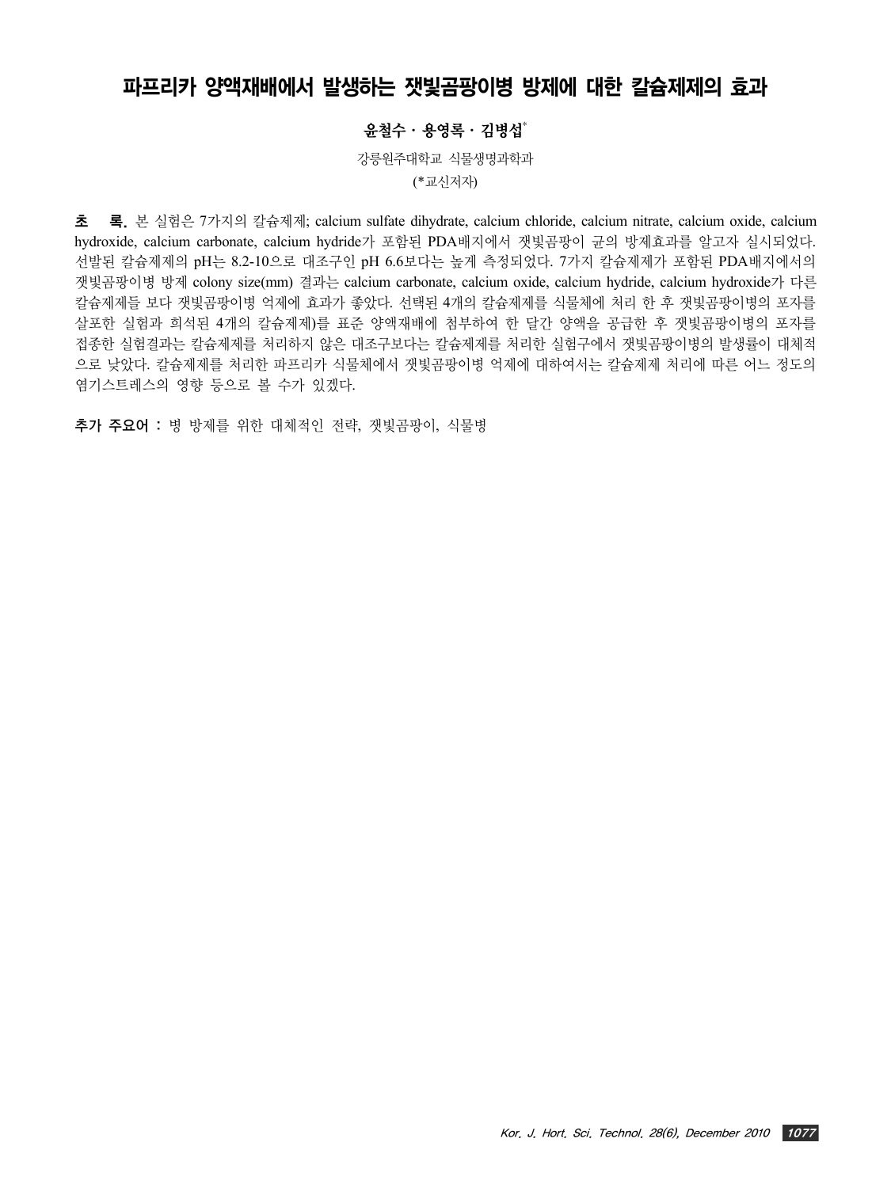# 파프리카 양액재배에서 발생하는 잿빛곰팡이병 방제에 대한 칼슘제제의 효과

**윤철수 · 용영록 · 김병섭***

강릉원주대학교 식물생명과학과

(*교신저자)

**초 록.** 본 실험은 7가지의 칼슘제제; calcium sulfate dihydrate, calcium chloride, calcium nitrate, calcium oxide, calcium hydroxide, calcium carbonate, calcium hydride가 포함된 PDA배지에서 잿빛곰팡이 균의 방제효과를 알고자 실시되었다. 선발된 칼슘제제의 pH는 8.2-10으로 대조구인 pH 6.6보다는 높게 측정되었다. 7가지 칼슘제제가 포함된 PDA배지에서의 잿빛곰팡이병 방제 colony size(mm) 결과는 calcium carbonate, calcium oxide, calcium hydride, calcium hydroxide가 다른 칼슘제제들 보다 잿빛곰팡이병 억제에 효과가 좋았다. 선택된 4개의 칼슘제제를 식물체에 처리 한 후 잿빛곰팡이병의 포자를 살포한 실험과 희석된 4개의 칼슘제제)를 표준 양액재배에 첨부하여 한 달간 양액을 공급한 후 잿빛곰팡이병의 포자를 접종한 실험결과는 칼슘제제를 처리하지 않은 대조구보다는 칼슘제제를 처리한 실험구에서 잿빛곰팡이병의 발생률이 대체적으로 낮았다. 칼슘제제를 처리한 파프리카 식물체에서 잿빛곰팡이병 억제에 대하여서는 칼슘제제 처리에 따른 어느 정도의 염기스트레스의 영향 등으로 볼 수가 있겠다.

**추가 주요어 :** 병 방제를 위한 대체적인 전략, 잿빛곰팡이, 식물병